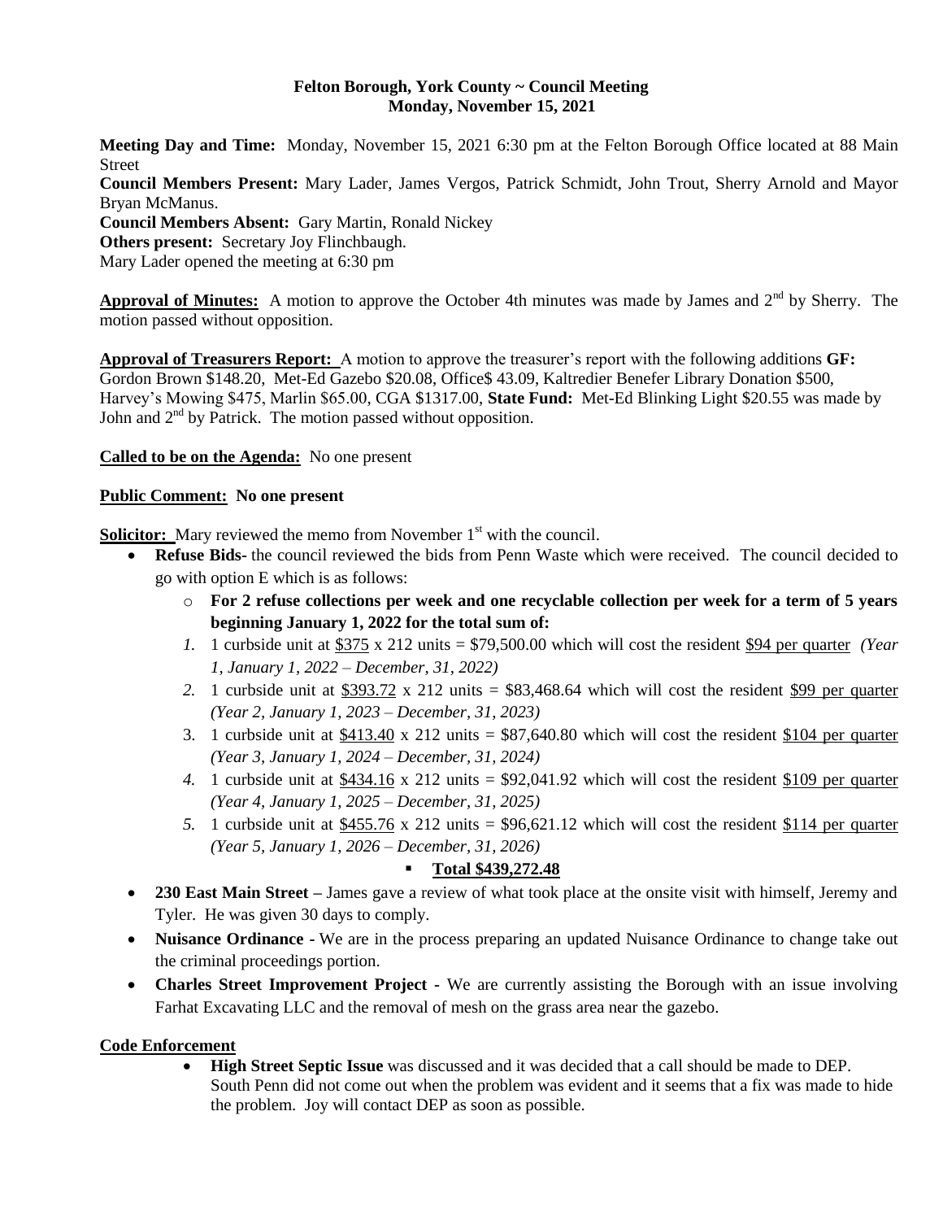**Felton Borough, York County ~ Council Meeting**
**Monday, November 15, 2021**

**Meeting Day and Time:** Monday, November 15, 2021 6:30 pm at the Felton Borough Office located at 88 Main Street
**Council Members Present:** Mary Lader, James Vergos, Patrick Schmidt, John Trout, Sherry Arnold and Mayor Bryan McManus.
**Council Members Absent:** Gary Martin, Ronald Nickey
**Others present:** Secretary Joy Flinchbaugh.
Mary Lader opened the meeting at 6:30 pm

**Approval of Minutes:** A motion to approve the October 4th minutes was made by James and 2nd by Sherry. The motion passed without opposition.

**Approval of Treasurers Report:** A motion to approve the treasurer's report with the following additions **GF:** Gordon Brown $148.20, Met-Ed Gazebo $20.08, Office$ 43.09, Kaltredier Benefer Library Donation $500, Harvey's Mowing $475, Marlin $65.00, CGA $1317.00, **State Fund:** Met-Ed Blinking Light $20.55 was made by John and 2nd by Patrick. The motion passed without opposition.

**Called to be on the Agenda:** No one present

**Public Comment: No one present**

**Solicitor:** Mary reviewed the memo from November 1st with the council.

- **Refuse Bids-** the council reviewed the bids from Penn Waste which were received. The council decided to go with option E which is as follows:
  - **For 2 refuse collections per week and one recyclable collection per week for a term of 5 years beginning January 1, 2022 for the total sum of:**
    1. 1 curbside unit at $375 x 212 units = $79,500.00 which will cost the resident $94 per quarter *(Year 1, January 1, 2022 – December, 31, 2022)*
    2. 1 curbside unit at $393.72 x 212 units = $83,468.64 which will cost the resident $99 per quarter *(Year 2, January 1, 2023 – December, 31, 2023)*
    3. 1 curbside unit at $413.40 x 212 units = $87,640.80 which will cost the resident $104 per quarter *(Year 3, January 1, 2024 – December, 31, 2024)*
    4. 1 curbside unit at $434.16 x 212 units = $92,041.92 which will cost the resident $109 per quarter *(Year 4, January 1, 2025 – December, 31, 2025)*
    5. 1 curbside unit at $455.76 x 212 units = $96,621.12 which will cost the resident $114 per quarter *(Year 5, January 1, 2026 – December, 31, 2026)*
       - **Total $439,272.48**
- **230 East Main Street –** James gave a review of what took place at the onsite visit with himself, Jeremy and Tyler. He was given 30 days to comply.
- **Nuisance Ordinance -** We are in the process preparing an updated Nuisance Ordinance to change take out the criminal proceedings portion.
- **Charles Street Improvement Project -** We are currently assisting the Borough with an issue involving Farhat Excavating LLC and the removal of mesh on the grass area near the gazebo.

**Code Enforcement**

- **High Street Septic Issue** was discussed and it was decided that a call should be made to DEP. South Penn did not come out when the problem was evident and it seems that a fix was made to hide the problem. Joy will contact DEP as soon as possible.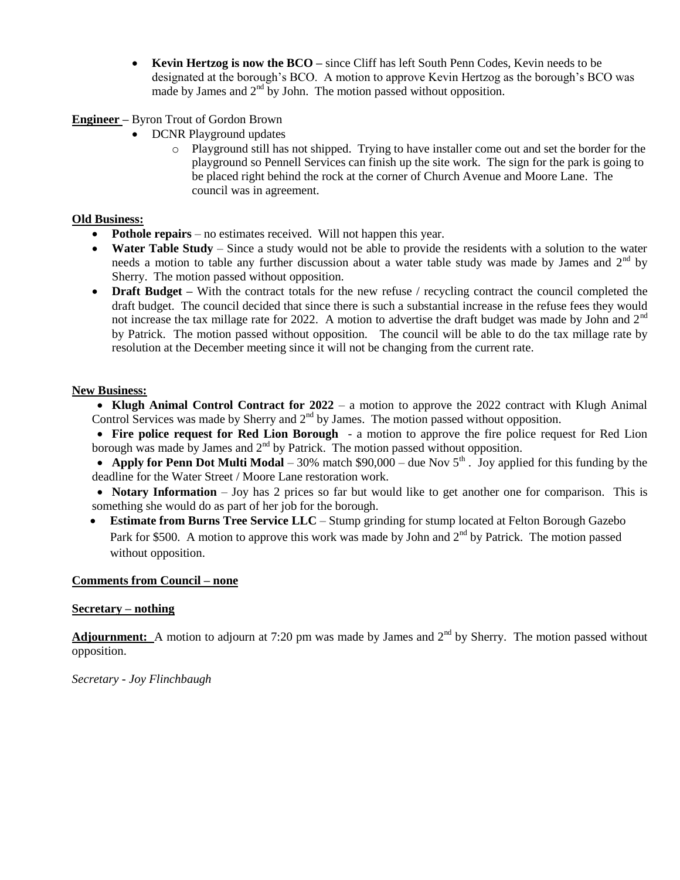- **Kevin Hertzog is now the BCO –** since Cliff has left South Penn Codes, Kevin needs to be designated at the borough's BCO. A motion to approve Kevin Hertzog as the borough's BCO was made by James and 2nd by John. The motion passed without opposition.

**Engineer –** Byron Trout of Gordon Brown

- DCNR Playground updates
  - Playground still has not shipped. Trying to have installer come out and set the border for the playground so Pennell Services can finish up the site work. The sign for the park is going to be placed right behind the rock at the corner of Church Avenue and Moore Lane. The council was in agreement.

**Old Business:**

- **Pothole repairs** – no estimates received. Will not happen this year.
- **Water Table Study** – Since a study would not be able to provide the residents with a solution to the water needs a motion to table any further discussion about a water table study was made by James and 2nd by Sherry. The motion passed without opposition.
- **Draft Budget –** With the contract totals for the new refuse / recycling contract the council completed the draft budget. The council decided that since there is such a substantial increase in the refuse fees they would not increase the tax millage rate for 2022. A motion to advertise the draft budget was made by John and 2nd by Patrick. The motion passed without opposition. The council will be able to do the tax millage rate by resolution at the December meeting since it will not be changing from the current rate.

**New Business:**

- **Klugh Animal Control Contract for 2022** – a motion to approve the 2022 contract with Klugh Animal Control Services was made by Sherry and 2nd by James. The motion passed without opposition.
- **Fire police request for Red Lion Borough** - a motion to approve the fire police request for Red Lion borough was made by James and 2nd by Patrick. The motion passed without opposition.
- **Apply for Penn Dot Multi Modal** – 30% match $90,000 – due Nov 5th. Joy applied for this funding by the deadline for the Water Street / Moore Lane restoration work.
- **Notary Information** – Joy has 2 prices so far but would like to get another one for comparison. This is something she would do as part of her job for the borough.
- **Estimate from Burns Tree Service LLC** – Stump grinding for stump located at Felton Borough Gazebo Park for $500. A motion to approve this work was made by John and 2nd by Patrick. The motion passed without opposition.

**Comments from Council – none**

**Secretary – nothing**

**Adjournment:** A motion to adjourn at 7:20 pm was made by James and 2nd by Sherry. The motion passed without opposition.

*Secretary - Joy Flinchbaugh*